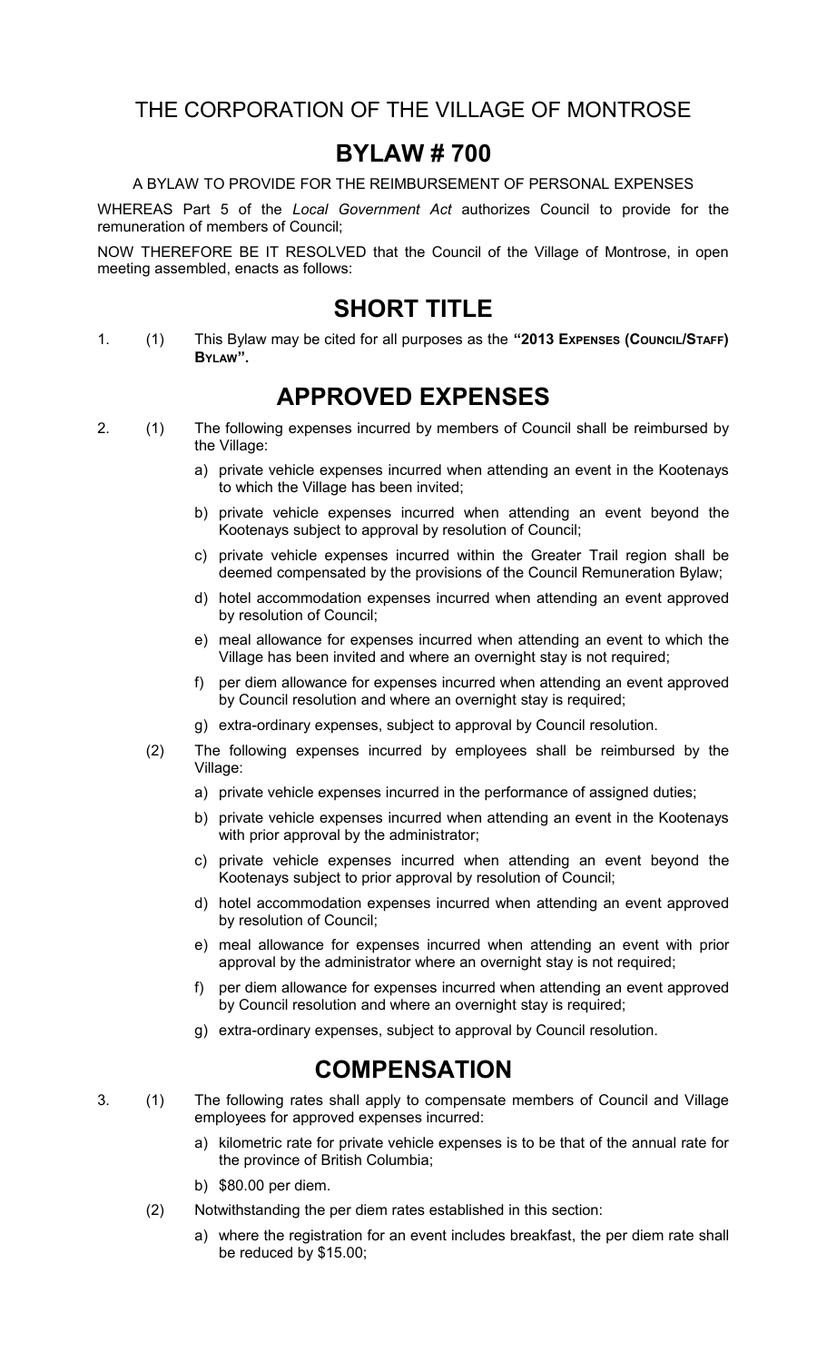## THE CORPORATION OF THE VILLAGE OF MONTROSE

# BYLAW # 700

A BYLAW TO PROVIDE FOR THE REIMBURSEMENT OF PERSONAL EXPENSES

WHEREAS Part 5 of the *Local Government Act* authorizes Council to provide for the remuneration of members of Council;

NOW THEREFORE BE IT RESOLVED that the Council of the Village of Montrose, in open meeting assembled, enacts as follows:

## SHORT TITLE

1. (1) This Bylaw may be cited for all purposes as the **"2013 Expenses (Council/Staff) Bylaw".**

## APPROVED EXPENSES

2. (1) The following expenses incurred by members of Council shall be reimbursed by the Village:

   a) private vehicle expenses incurred when attending an event in the Kootenays to which the Village has been invited;

   b) private vehicle expenses incurred when attending an event beyond the Kootenays subject to approval by resolution of Council;

   c) private vehicle expenses incurred within the Greater Trail region shall be deemed compensated by the provisions of the Council Remuneration Bylaw;

   d) hotel accommodation expenses incurred when attending an event approved by resolution of Council;

   e) meal allowance for expenses incurred when attending an event to which the Village has been invited and where an overnight stay is not required;

   f) per diem allowance for expenses incurred when attending an event approved by Council resolution and where an overnight stay is required;

   g) extra-ordinary expenses, subject to approval by Council resolution.

   (2) The following expenses incurred by employees shall be reimbursed by the Village:

   a) private vehicle expenses incurred in the performance of assigned duties;

   b) private vehicle expenses incurred when attending an event in the Kootenays with prior approval by the administrator;

   c) private vehicle expenses incurred when attending an event beyond the Kootenays subject to prior approval by resolution of Council;

   d) hotel accommodation expenses incurred when attending an event approved by resolution of Council;

   e) meal allowance for expenses incurred when attending an event with prior approval by the administrator where an overnight stay is not required;

   f) per diem allowance for expenses incurred when attending an event approved by Council resolution and where an overnight stay is required;

   g) extra-ordinary expenses, subject to approval by Council resolution.

## COMPENSATION

3. (1) The following rates shall apply to compensate members of Council and Village employees for approved expenses incurred:

   a) kilometric rate for private vehicle expenses is to be that of the annual rate for the province of British Columbia;

   b) $80.00 per diem.

   (2) Notwithstanding the per diem rates established in this section:

   a) where the registration for an event includes breakfast, the per diem rate shall be reduced by $15.00;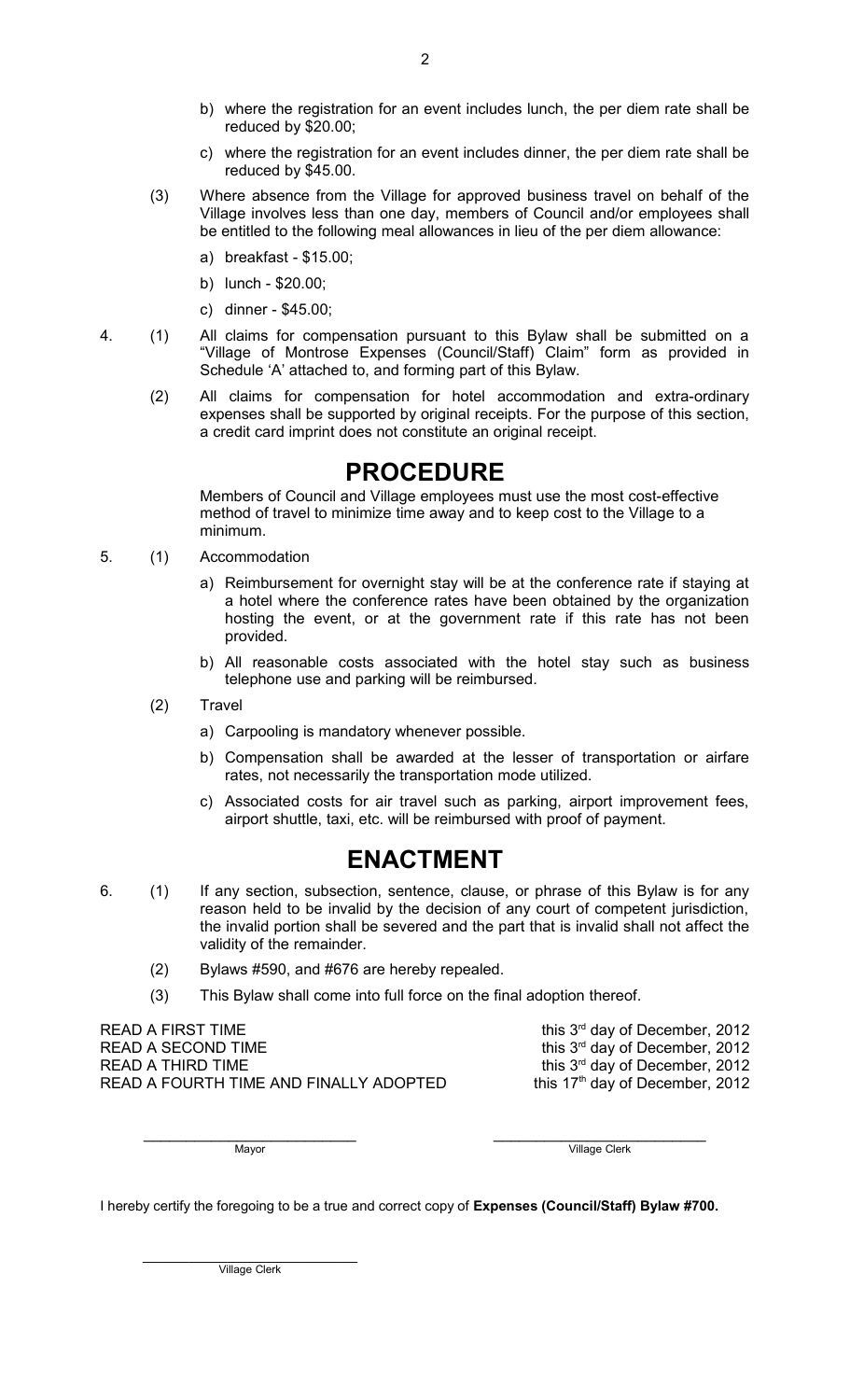b) where the registration for an event includes lunch, the per diem rate shall be reduced by $20.00;

c) where the registration for an event includes dinner, the per diem rate shall be reduced by $45.00.

(3) Where absence from the Village for approved business travel on behalf of the Village involves less than one day, members of Council and/or employees shall be entitled to the following meal allowances in lieu of the per diem allowance:

a) breakfast - $15.00;

b) lunch - $20.00;

c) dinner - $45.00;

4. (1) All claims for compensation pursuant to this Bylaw shall be submitted on a "Village of Montrose Expenses (Council/Staff) Claim" form as provided in Schedule 'A' attached to, and forming part of this Bylaw.

(2) All claims for compensation for hotel accommodation and extra-ordinary expenses shall be supported by original receipts. For the purpose of this section, a credit card imprint does not constitute an original receipt.

# PROCEDURE

Members of Council and Village employees must use the most cost-effective method of travel to minimize time away and to keep cost to the Village to a minimum.

5. (1) Accommodation

a) Reimbursement for overnight stay will be at the conference rate if staying at a hotel where the conference rates have been obtained by the organization hosting the event, or at the government rate if this rate has not been provided.

b) All reasonable costs associated with the hotel stay such as business telephone use and parking will be reimbursed.

(2) Travel

a) Carpooling is mandatory whenever possible.

b) Compensation shall be awarded at the lesser of transportation or airfare rates, not necessarily the transportation mode utilized.

c) Associated costs for air travel such as parking, airport improvement fees, airport shuttle, taxi, etc. will be reimbursed with proof of payment.

# ENACTMENT

6. (1) If any section, subsection, sentence, clause, or phrase of this Bylaw is for any reason held to be invalid by the decision of any court of competent jurisdiction, the invalid portion shall be severed and the part that is invalid shall not affect the validity of the remainder.

(2) Bylaws #590, and #676 are hereby repealed.

(3) This Bylaw shall come into full force on the final adoption thereof.

| | |
|---|---|
| READ A FIRST TIME | this 3rd day of December, 2012 |
| READ A SECOND TIME | this 3rd day of December, 2012 |
| READ A THIRD TIME | this 3rd day of December, 2012 |
| READ A FOURTH TIME AND FINALLY ADOPTED | this 17th day of December, 2012 |

_________________________ Mayor

_________________________ Village Clerk

I hereby certify the foregoing to be a true and correct copy of **Expenses (Council/Staff) Bylaw #700.**

_________________________ Village Clerk